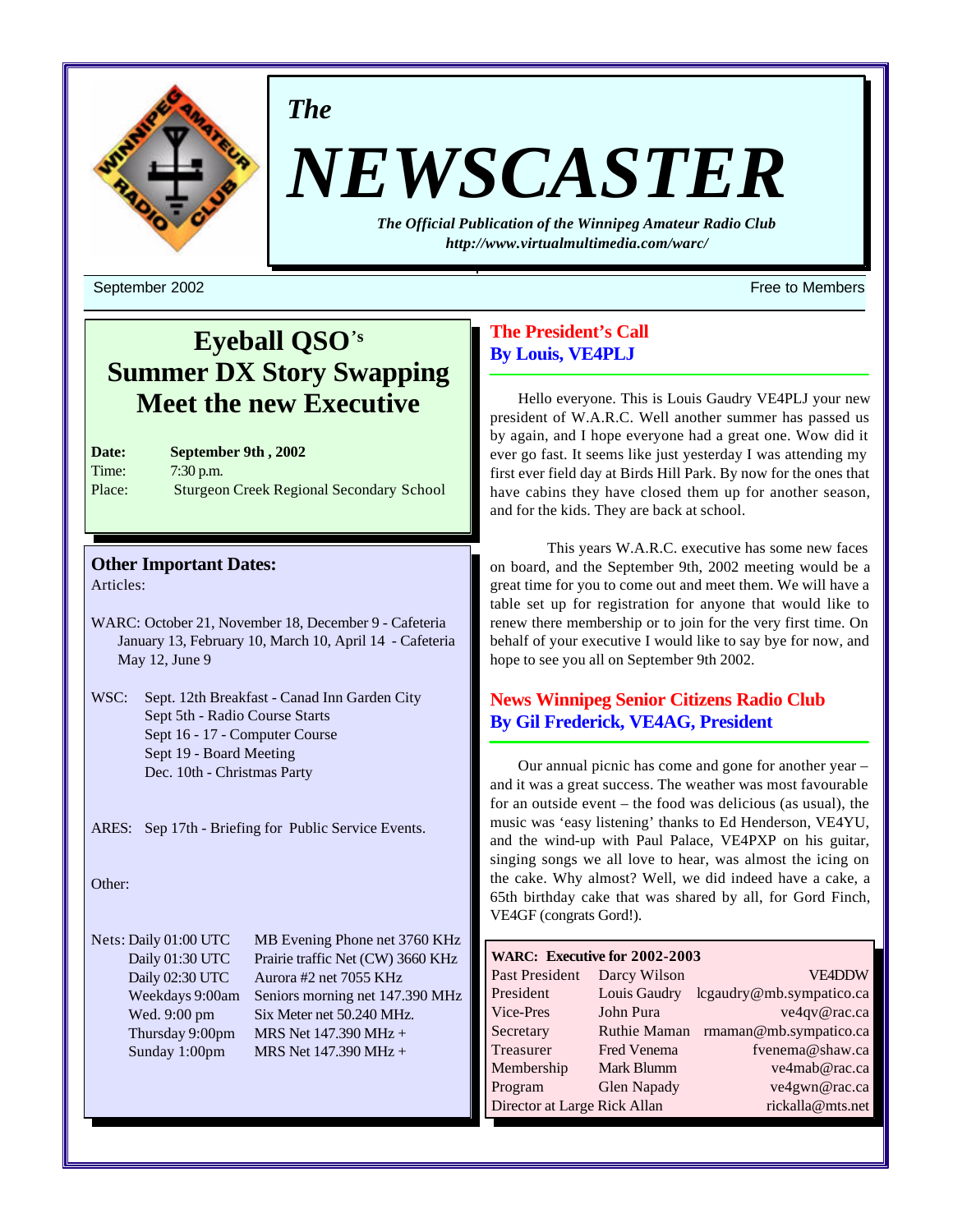*The*

# NEWSCASTER

***The Official Publication of the Winnipeg Amateur Radio Club***
***http://www.virtualmultimedia.com/warc/***

September 2002 — Free to Members

## Eyeball QSO's
## Summer DX Story Swapping
## Meet the new Executive

**Date:** **September 9th , 2002**
Time: 7:30 p.m.
Place: Sturgeon Creek Regional Secondary School

### Other Important Dates:

Articles:

WARC: October 21, November 18, December 9 - Cafeteria
January 13, February 10, March 10, April 14 - Cafeteria
May 12, June 9

WSC: Sept. 12th Breakfast - Canad Inn Garden City
Sept 5th - Radio Course Starts
Sept 16 - 17 - Computer Course
Sept 19 - Board Meeting
Dec. 10th - Christmas Party

ARES: Sep 17th - Briefing for Public Service Events.

Other:

| Nets: | |
|---|---|
| Daily 01:00 UTC | MB Evening Phone net 3760 KHz |
| Daily 01:30 UTC | Prairie traffic Net (CW) 3660 KHz |
| Daily 02:30 UTC | Aurora #2 net 7055 KHz |
| Weekdays 9:00am | Seniors morning net 147.390 MHz |
| Wed. 9:00 pm | Six Meter net 50.240 MHz. |
| Thursday 9:00pm | MRS Net 147.390 MHz + |
| Sunday 1:00pm | MRS Net 147.390 MHz + |

## The President's Call
### By Louis, VE4PLJ

Hello everyone. This is Louis Gaudry VE4PLJ your new president of W.A.R.C. Well another summer has passed us by again, and I hope everyone had a great one. Wow did it ever go fast. It seems like just yesterday I was attending my first ever field day at Birds Hill Park. By now for the ones that have cabins they have closed them up for another season, and for the kids. They are back at school.

This years W.A.R.C. executive has some new faces on board, and the September 9th, 2002 meeting would be a great time for you to come out and meet them. We will have a table set up for registration for anyone that would like to renew there membership or to join for the very first time. On behalf of your executive I would like to say bye for now, and hope to see you all on September 9th 2002.

## News Winnipeg Senior Citizens Radio Club
### By Gil Frederick, VE4AG, President

Our annual picnic has come and gone for another year – and it was a great success. The weather was most favourable for an outside event – the food was delicious (as usual), the music was 'easy listening' thanks to Ed Henderson, VE4YU, and the wind-up with Paul Palace, VE4PXP on his guitar, singing songs we all love to hear, was almost the icing on the cake. Why almost? Well, we did indeed have a cake, a 65th birthday cake that was shared by all, for Gord Finch, VE4GF (congrats Gord!).

**WARC: Executive for 2002-2003**

| Position | Name | Contact |
|---|---|---|
| Past President | Darcy Wilson | VE4DDW |
| President | Louis Gaudry | lcgaudry@mb.sympatico.ca |
| Vice-Pres | John Pura | ve4qv@rac.ca |
| Secretary | Ruthie Maman | rmaman@mb.sympatico.ca |
| Treasurer | Fred Venema | fvenema@shaw.ca |
| Membership | Mark Blumm | ve4mab@rac.ca |
| Program | Glen Napady | ve4gwn@rac.ca |
| Director at Large | Rick Allan | rickalla@mts.net |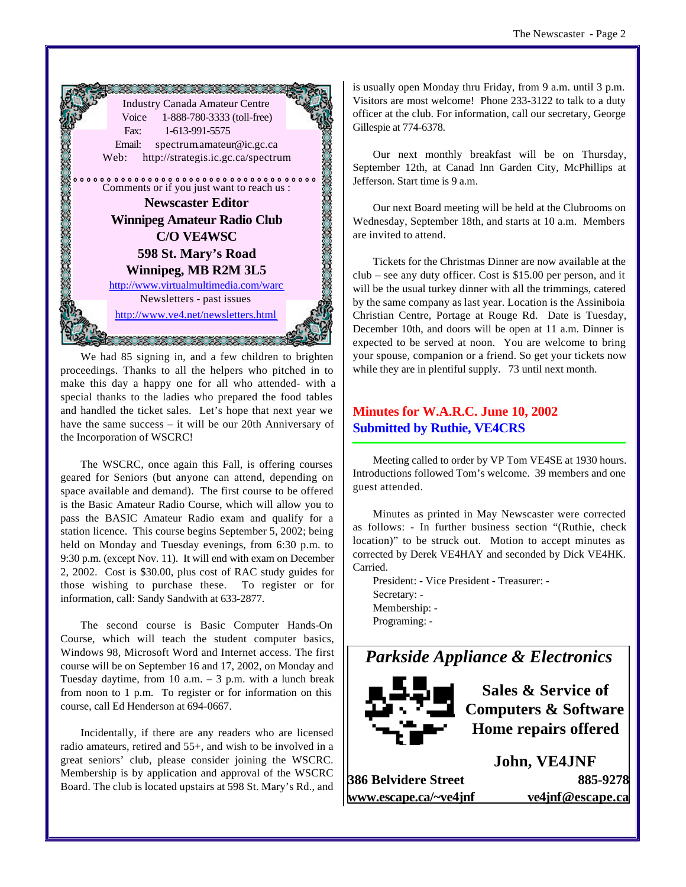Industry Canada Amateur Centre
Voice 1-888-780-3333 (toll-free)
Fax: 1-613-991-5575
Email: spectrum.amateur@ic.gc.ca
Web: http://strategis.ic.gc.ca/spectrum

Comments or if you just want to reach us :

**Newscaster Editor**
**Winnipeg Amateur Radio Club**
**C/O VE4WSC**
**598 St. Mary's Road**
**Winnipeg, MB R2M 3L5**

http://www.virtualmultimedia.com/warc

Newsletters - past issues

http://www.ve4.net/newsletters.html

We had 85 signing in, and a few children to brighten proceedings. Thanks to all the helpers who pitched in to make this day a happy one for all who attended- with a special thanks to the ladies who prepared the food tables and handled the ticket sales. Let's hope that next year we have the same success – it will be our 20th Anniversary of the Incorporation of WSCRC!

The WSCRC, once again this Fall, is offering courses geared for Seniors (but anyone can attend, depending on space available and demand). The first course to be offered is the Basic Amateur Radio Course, which will allow you to pass the BASIC Amateur Radio exam and qualify for a station licence. This course begins September 5, 2002; being held on Monday and Tuesday evenings, from 6:30 p.m. to 9:30 p.m. (except Nov. 11). It will end with exam on December 2, 2002. Cost is $30.00, plus cost of RAC study guides for those wishing to purchase these. To register or for information, call: Sandy Sandwith at 633-2877.

The second course is Basic Computer Hands-On Course, which will teach the student computer basics, Windows 98, Microsoft Word and Internet access. The first course will be on September 16 and 17, 2002, on Monday and Tuesday daytime, from 10 a.m. – 3 p.m. with a lunch break from noon to 1 p.m. To register or for information on this course, call Ed Henderson at 694-0667.

Incidentally, if there are any readers who are licensed radio amateurs, retired and 55+, and wish to be involved in a great seniors' club, please consider joining the WSCRC. Membership is by application and approval of the WSCRC Board. The club is located upstairs at 598 St. Mary's Rd., and is usually open Monday thru Friday, from 9 a.m. until 3 p.m. Visitors are most welcome! Phone 233-3122 to talk to a duty officer at the club. For information, call our secretary, George Gillespie at 774-6378.

Our next monthly breakfast will be on Thursday, September 12th, at Canad Inn Garden City, McPhillips at Jefferson. Start time is 9 a.m.

Our next Board meeting will be held at the Clubrooms on Wednesday, September 18th, and starts at 10 a.m. Members are invited to attend.

Tickets for the Christmas Dinner are now available at the club – see any duty officer. Cost is $15.00 per person, and it will be the usual turkey dinner with all the trimmings, catered by the same company as last year. Location is the Assiniboia Christian Centre, Portage at Rouge Rd. Date is Tuesday, December 10th, and doors will be open at 11 a.m. Dinner is expected to be served at noon. You are welcome to bring your spouse, companion or a friend. So get your tickets now while they are in plentiful supply. 73 until next month.

## Minutes for W.A.R.C. June 10, 2002
## Submitted by Ruthie, VE4CRS

Meeting called to order by VP Tom VE4SE at 1930 hours. Introductions followed Tom's welcome. 39 members and one guest attended.

Minutes as printed in May Newscaster were corrected as follows: - In further business section "(Ruthie, check location)" to be struck out. Motion to accept minutes as corrected by Derek VE4HAY and seconded by Dick VE4HK. Carried.

President: - Vice President - Treasurer: -
Secretary: -
Membership: -
Programing: -

***Parkside Appliance & Electronics***

**Sales & Service of Computers & Software Home repairs offered**

**John, VE4JNF**

**386 Belvidere Street** **885-9278**
**www.escape.ca/~ve4jnf** **ve4jnf@escape.ca**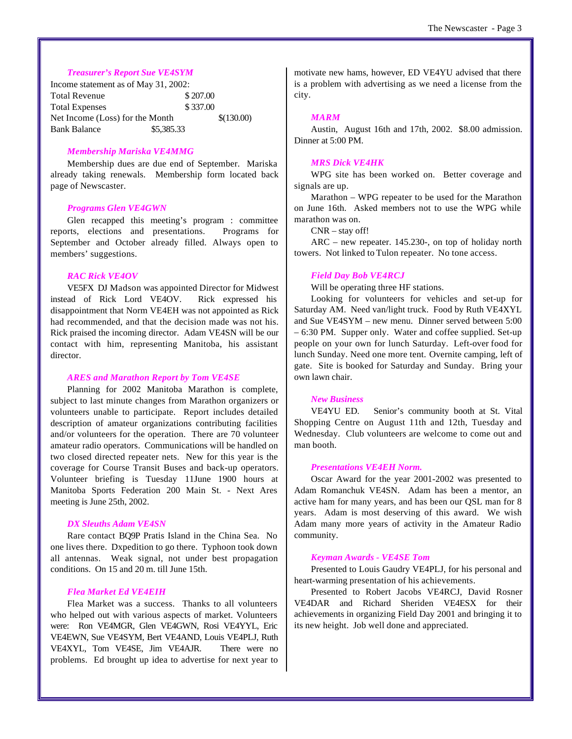### *Treasurer's Report Sue VE4SYM*

Income statement as of May 31, 2002:

| | | |
|---|---|---|
| Total Revenue | $ 207.00 | |
| Total Expenses | $ 337.00 | |
| Net Income (Loss) for the Month | | $(130.00) |
| Bank Balance | $5,385.33 | |

### *Membership Mariska VE4MMG*

Membership dues are due end of September. Mariska already taking renewals. Membership form located back page of Newscaster.

### *Programs Glen VE4GWN*

Glen recapped this meeting's program : committee reports, elections and presentations. Programs for September and October already filled. Always open to members' suggestions.

### *RAC Rick VE4OV*

VE5FX DJ Madson was appointed Director for Midwest instead of Rick Lord VE4OV. Rick expressed his disappointment that Norm VE4EH was not appointed as Rick had recommended, and that the decision made was not his. Rick praised the incoming director. Adam VE4SN will be our contact with him, representing Manitoba, his assistant director.

### *ARES and Marathon Report by Tom VE4SE*

Planning for 2002 Manitoba Marathon is complete, subject to last minute changes from Marathon organizers or volunteers unable to participate. Report includes detailed description of amateur organizations contributing facilities and/or volunteers for the operation. There are 70 volunteer amateur radio operators. Communications will be handled on two closed directed repeater nets. New for this year is the coverage for Course Transit Buses and back-up operators. Volunteer briefing is Tuesday 11June 1900 hours at Manitoba Sports Federation 200 Main St. - Next Ares meeting is June 25th, 2002.

### *DX Sleuths Adam VE4SN*

Rare contact BQ9P Pratis Island in the China Sea. No one lives there. Dxpedition to go there. Typhoon took down all antennas. Weak signal, not under best propagation conditions. On 15 and 20 m. till June 15th.

### *Flea Market Ed VE4EIH*

Flea Market was a success. Thanks to all volunteers who helped out with various aspects of market. Volunteers were: Ron VE4MGR, Glen VE4GWN, Rosi VE4YYL, Eric VE4EWN, Sue VE4SYM, Bert VE4AND, Louis VE4PLJ, Ruth VE4XYL, Tom VE4SE, Jim VE4AJR. There were no problems. Ed brought up idea to advertise for next year to motivate new hams, however, ED VE4YU advised that there is a problem with advertising as we need a license from the city.

### *MARM*

Austin, August 16th and 17th, 2002. $8.00 admission. Dinner at 5:00 PM.

### *MRS Dick VE4HK*

WPG site has been worked on. Better coverage and signals are up.

Marathon – WPG repeater to be used for the Marathon on June 16th. Asked members not to use the WPG while marathon was on.

CNR – stay off!

ARC – new repeater. 145.230-, on top of holiday north towers. Not linked to Tulon repeater. No tone access.

### *Field Day Bob VE4RCJ*

Will be operating three HF stations.

Looking for volunteers for vehicles and set-up for Saturday AM. Need van/light truck. Food by Ruth VE4XYL and Sue VE4SYM – new menu. Dinner served between 5:00 – 6:30 PM. Supper only. Water and coffee supplied. Set-up people on your own for lunch Saturday. Left-over food for lunch Sunday. Need one more tent. Overnite camping, left of gate. Site is booked for Saturday and Sunday. Bring your own lawn chair.

### *New Business*

VE4YU ED. Senior's community booth at St. Vital Shopping Centre on August 11th and 12th, Tuesday and Wednesday. Club volunteers are welcome to come out and man booth.

### *Presentations VE4EH Norm.*

Oscar Award for the year 2001-2002 was presented to Adam Romanchuk VE4SN. Adam has been a mentor, an active ham for many years, and has been our QSL man for 8 years. Adam is most deserving of this award. We wish Adam many more years of activity in the Amateur Radio community.

### *Keyman Awards - VE4SE Tom*

Presented to Louis Gaudry VE4PLJ, for his personal and heart-warming presentation of his achievements.

Presented to Robert Jacobs VE4RCJ, David Rosner VE4DAR and Richard Sheriden VE4ESX for their achievements in organizing Field Day 2001 and bringing it to its new height. Job well done and appreciated.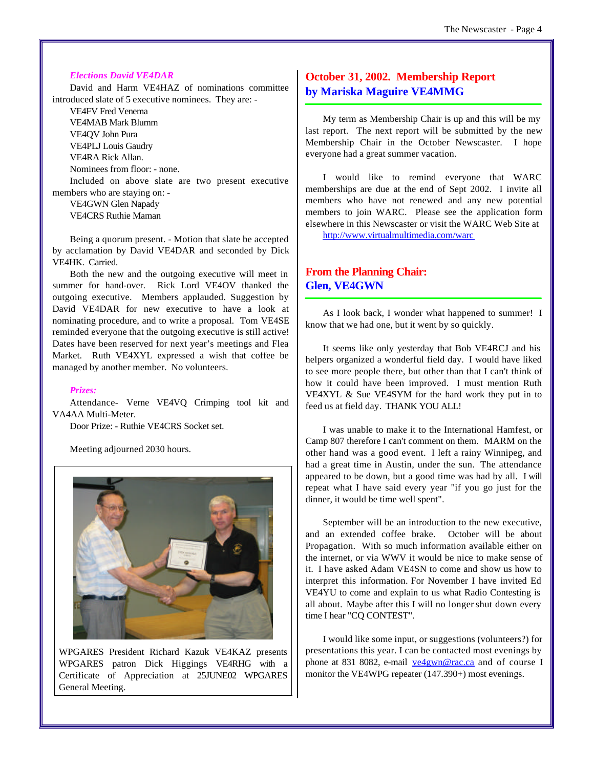### *Elections David VE4DAR*

David and Harm VE4HAZ of nominations committee introduced slate of 5 executive nominees. They are: -

VE4FV Fred Venema
VE4MAB Mark Blumm
VE4QV John Pura
VE4PLJ Louis Gaudry
VE4RA Rick Allan.
Nominees from floor: - none.

Included on above slate are two present executive members who are staying on: -

VE4GWN Glen Napady
VE4CRS Ruthie Maman

Being a quorum present. - Motion that slate be accepted by acclamation by David VE4DAR and seconded by Dick VE4HK. Carried.

Both the new and the outgoing executive will meet in summer for hand-over. Rick Lord VE4OV thanked the outgoing executive. Members applauded. Suggestion by David VE4DAR for new executive to have a look at nominating procedure, and to write a proposal. Tom VE4SE reminded everyone that the outgoing executive is still active! Dates have been reserved for next year's meetings and Flea Market. Ruth VE4XYL expressed a wish that coffee be managed by another member. No volunteers.

### *Prizes:*

Attendance- Verne VE4VQ Crimping tool kit and VA4AA Multi-Meter.

Door Prize: - Ruthie VE4CRS Socket set.

Meeting adjourned 2030 hours.

WPGARES President Richard Kazuk VE4KAZ presents WPGARES patron Dick Higgings VE4RHG with a Certificate of Appreciation at 25JUNE02 WPGARES General Meeting.

## October 31, 2002. Membership Report by Mariska Maguire VE4MMG

My term as Membership Chair is up and this will be my last report. The next report will be submitted by the new Membership Chair in the October Newscaster. I hope everyone had a great summer vacation.

I would like to remind everyone that WARC memberships are due at the end of Sept 2002. I invite all members who have not renewed and any new potential members to join WARC. Please see the application form elsewhere in this Newscaster or visit the WARC Web Site at http://www.virtualmultimedia.com/warc

## From the Planning Chair: Glen, VE4GWN

As I look back, I wonder what happened to summer! I know that we had one, but it went by so quickly.

It seems like only yesterday that Bob VE4RCJ and his helpers organized a wonderful field day. I would have liked to see more people there, but other than that I can't think of how it could have been improved. I must mention Ruth VE4XYL & Sue VE4SYM for the hard work they put in to feed us at field day. THANK YOU ALL!

I was unable to make it to the International Hamfest, or Camp 807 therefore I can't comment on them. MARM on the other hand was a good event. I left a rainy Winnipeg, and had a great time in Austin, under the sun. The attendance appeared to be down, but a good time was had by all. I will repeat what I have said every year "if you go just for the dinner, it would be time well spent".

September will be an introduction to the new executive, and an extended coffee brake. October will be about Propagation. With so much information available either on the internet, or via WWV it would be nice to make sense of it. I have asked Adam VE4SN to come and show us how to interpret this information. For November I have invited Ed VE4YU to come and explain to us what Radio Contesting is all about. Maybe after this I will no longer shut down every time I hear "CQ CONTEST".

I would like some input, or suggestions (volunteers?) for presentations this year. I can be contacted most evenings by phone at 831 8082, e-mail ve4gwn@rac.ca and of course I monitor the VE4WPG repeater (147.390+) most evenings.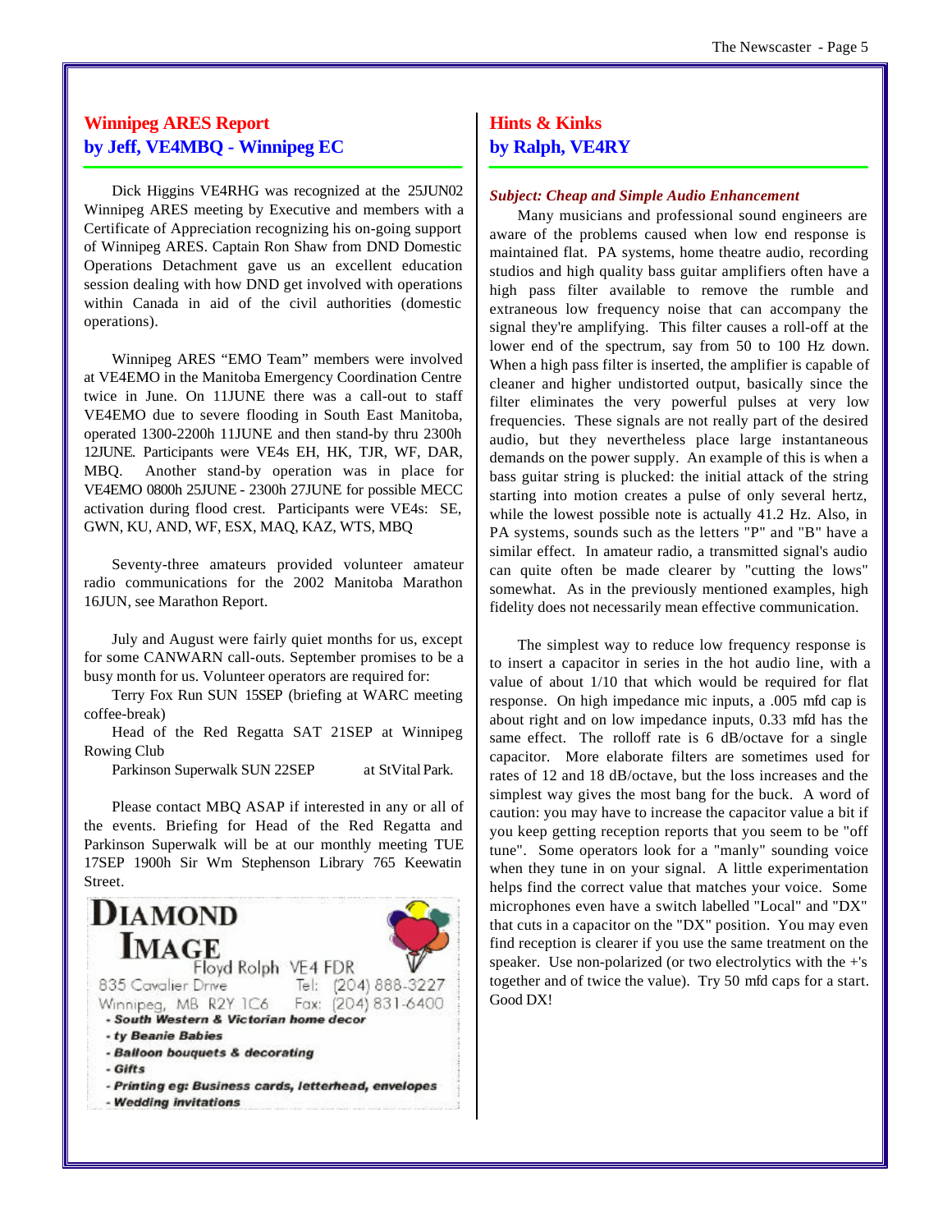## Winnipeg ARES Report
## by Jeff, VE4MBQ - Winnipeg EC

Dick Higgins VE4RHG was recognized at the 25JUN02 Winnipeg ARES meeting by Executive and members with a Certificate of Appreciation recognizing his on-going support of Winnipeg ARES. Captain Ron Shaw from DND Domestic Operations Detachment gave us an excellent education session dealing with how DND get involved with operations within Canada in aid of the civil authorities (domestic operations).

Winnipeg ARES "EMO Team" members were involved at VE4EMO in the Manitoba Emergency Coordination Centre twice in June. On 11JUNE there was a call-out to staff VE4EMO due to severe flooding in South East Manitoba, operated 1300-2200h 11JUNE and then stand-by thru 2300h 12JUNE. Participants were VE4s EH, HK, TJR, WF, DAR, MBQ. Another stand-by operation was in place for VE4EMO 0800h 25JUNE - 2300h 27JUNE for possible MECC activation during flood crest. Participants were VE4s: SE, GWN, KU, AND, WF, ESX, MAQ, KAZ, WTS, MBQ

Seventy-three amateurs provided volunteer amateur radio communications for the 2002 Manitoba Marathon 16JUN, see Marathon Report.

July and August were fairly quiet months for us, except for some CANWARN call-outs. September promises to be a busy month for us. Volunteer operators are required for:

Terry Fox Run SUN 15SEP (briefing at WARC meeting coffee-break)

Head of the Red Regatta SAT 21SEP at Winnipeg Rowing Club

Parkinson Superwalk SUN 22SEP at StVital Park.

Please contact MBQ ASAP if interested in any or all of the events. Briefing for Head of the Red Regatta and Parkinson Superwalk will be at our monthly meeting TUE 17SEP 1900h Sir Wm Stephenson Library 765 Keewatin Street.

**DIAMOND IMAGE**
Floyd Rolph VE4 FDR
835 Cavalier Drive
Winnipeg, MB R2Y 1C6
Tel: (204) 888-3227
Fax: (204) 831-6400

- *South Western & Victorian home decor*
- *ty Beanie Babies*
- *Balloon bouquets & decorating*
- *Gifts*
- *Printing eg: Business cards, letterhead, envelopes*
- *Wedding invitations*

## Hints & Kinks
## by Ralph, VE4RY

***Subject: Cheap and Simple Audio Enhancement***

Many musicians and professional sound engineers are aware of the problems caused when low end response is maintained flat. PA systems, home theatre audio, recording studios and high quality bass guitar amplifiers often have a high pass filter available to remove the rumble and extraneous low frequency noise that can accompany the signal they're amplifying. This filter causes a roll-off at the lower end of the spectrum, say from 50 to 100 Hz down. When a high pass filter is inserted, the amplifier is capable of cleaner and higher undistorted output, basically since the filter eliminates the very powerful pulses at very low frequencies. These signals are not really part of the desired audio, but they nevertheless place large instantaneous demands on the power supply. An example of this is when a bass guitar string is plucked: the initial attack of the string starting into motion creates a pulse of only several hertz, while the lowest possible note is actually 41.2 Hz. Also, in PA systems, sounds such as the letters "P" and "B" have a similar effect. In amateur radio, a transmitted signal's audio can quite often be made clearer by "cutting the lows" somewhat. As in the previously mentioned examples, high fidelity does not necessarily mean effective communication.

The simplest way to reduce low frequency response is to insert a capacitor in series in the hot audio line, with a value of about 1/10 that which would be required for flat response. On high impedance mic inputs, a .005 mfd cap is about right and on low impedance inputs, 0.33 mfd has the same effect. The rolloff rate is 6 dB/octave for a single capacitor. More elaborate filters are sometimes used for rates of 12 and 18 dB/octave, but the loss increases and the simplest way gives the most bang for the buck. A word of caution: you may have to increase the capacitor value a bit if you keep getting reception reports that you seem to be "off tune". Some operators look for a "manly" sounding voice when they tune in on your signal. A little experimentation helps find the correct value that matches your voice. Some microphones even have a switch labelled "Local" and "DX" that cuts in a capacitor on the "DX" position. You may even find reception is clearer if you use the same treatment on the speaker. Use non-polarized (or two electrolytics with the +'s together and of twice the value). Try 50 mfd caps for a start. Good DX!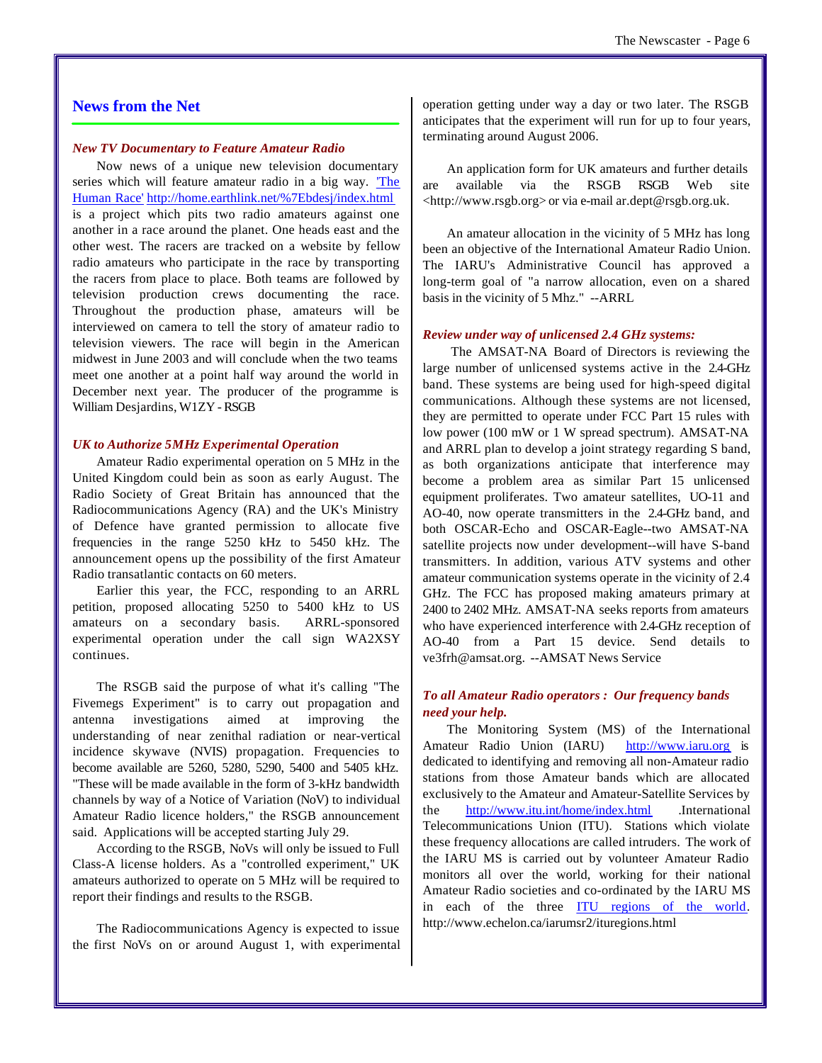## News from the Net

### *New TV Documentary to Feature Amateur Radio*

Now news of a unique new television documentary series which will feature amateur radio in a big way. 'The Human Race' http://home.earthlink.net/%7Ebdesj/index.html is a project which pits two radio amateurs against one another in a race around the planet. One heads east and the other west. The racers are tracked on a website by fellow radio amateurs who participate in the race by transporting the racers from place to place. Both teams are followed by television production crews documenting the race. Throughout the production phase, amateurs will be interviewed on camera to tell the story of amateur radio to television viewers. The race will begin in the American midwest in June 2003 and will conclude when the two teams meet one another at a point half way around the world in December next year. The producer of the programme is William Desjardins, W1ZY - RSGB

### *UK to Authorize 5MHz Experimental Operation*

Amateur Radio experimental operation on 5 MHz in the United Kingdom could bein as soon as early August. The Radio Society of Great Britain has announced that the Radiocommunications Agency (RA) and the UK's Ministry of Defence have granted permission to allocate five frequencies in the range 5250 kHz to 5450 kHz. The announcement opens up the possibility of the first Amateur Radio transatlantic contacts on 60 meters.

Earlier this year, the FCC, responding to an ARRL petition, proposed allocating 5250 to 5400 kHz to US amateurs on a secondary basis. ARRL-sponsored experimental operation under the call sign WA2XSY continues.

The RSGB said the purpose of what it's calling "The Fivemegs Experiment" is to carry out propagation and antenna investigations aimed at improving the understanding of near zenithal radiation or near-vertical incidence skywave (NVIS) propagation. Frequencies to become available are 5260, 5280, 5290, 5400 and 5405 kHz. "These will be made available in the form of 3-kHz bandwidth channels by way of a Notice of Variation (NoV) to individual Amateur Radio licence holders," the RSGB announcement said. Applications will be accepted starting July 29.

According to the RSGB, NoVs will only be issued to Full Class-A license holders. As a "controlled experiment," UK amateurs authorized to operate on 5 MHz will be required to report their findings and results to the RSGB.

The Radiocommunications Agency is expected to issue the first NoVs on or around August 1, with experimental operation getting under way a day or two later. The RSGB anticipates that the experiment will run for up to four years, terminating around August 2006.

An application form for UK amateurs and further details are available via the RSGB RSGB Web site <http://www.rsgb.org> or via e-mail ar.dept@rsgb.org.uk.

An amateur allocation in the vicinity of 5 MHz has long been an objective of the International Amateur Radio Union. The IARU's Administrative Council has approved a long-term goal of "a narrow allocation, even on a shared basis in the vicinity of 5 Mhz." --ARRL

### *Review under way of unlicensed 2.4 GHz systems:*

The AMSAT-NA Board of Directors is reviewing the large number of unlicensed systems active in the 2.4-GHz band. These systems are being used for high-speed digital communications. Although these systems are not licensed, they are permitted to operate under FCC Part 15 rules with low power (100 mW or 1 W spread spectrum). AMSAT-NA and ARRL plan to develop a joint strategy regarding S band, as both organizations anticipate that interference may become a problem area as similar Part 15 unlicensed equipment proliferates. Two amateur satellites, UO-11 and AO-40, now operate transmitters in the 2.4-GHz band, and both OSCAR-Echo and OSCAR-Eagle--two AMSAT-NA satellite projects now under development--will have S-band transmitters. In addition, various ATV systems and other amateur communication systems operate in the vicinity of 2.4 GHz. The FCC has proposed making amateurs primary at 2400 to 2402 MHz. AMSAT-NA seeks reports from amateurs who have experienced interference with 2.4-GHz reception of AO-40 from a Part 15 device. Send details to ve3frh@amsat.org. --AMSAT News Service

### *To all Amateur Radio operators : Our frequency bands need your help.*

The Monitoring System (MS) of the International Amateur Radio Union (IARU) http://www.iaru.org is dedicated to identifying and removing all non-Amateur radio stations from those Amateur bands which are allocated exclusively to the Amateur and Amateur-Satellite Services by the http://www.itu.int/home/index.html .International Telecommunications Union (ITU). Stations which violate these frequency allocations are called intruders. The work of the IARU MS is carried out by volunteer Amateur Radio monitors all over the world, working for their national Amateur Radio societies and co-ordinated by the IARU MS in each of the three ITU regions of the world. http://www.echelon.ca/iarumsr2/ituregions.html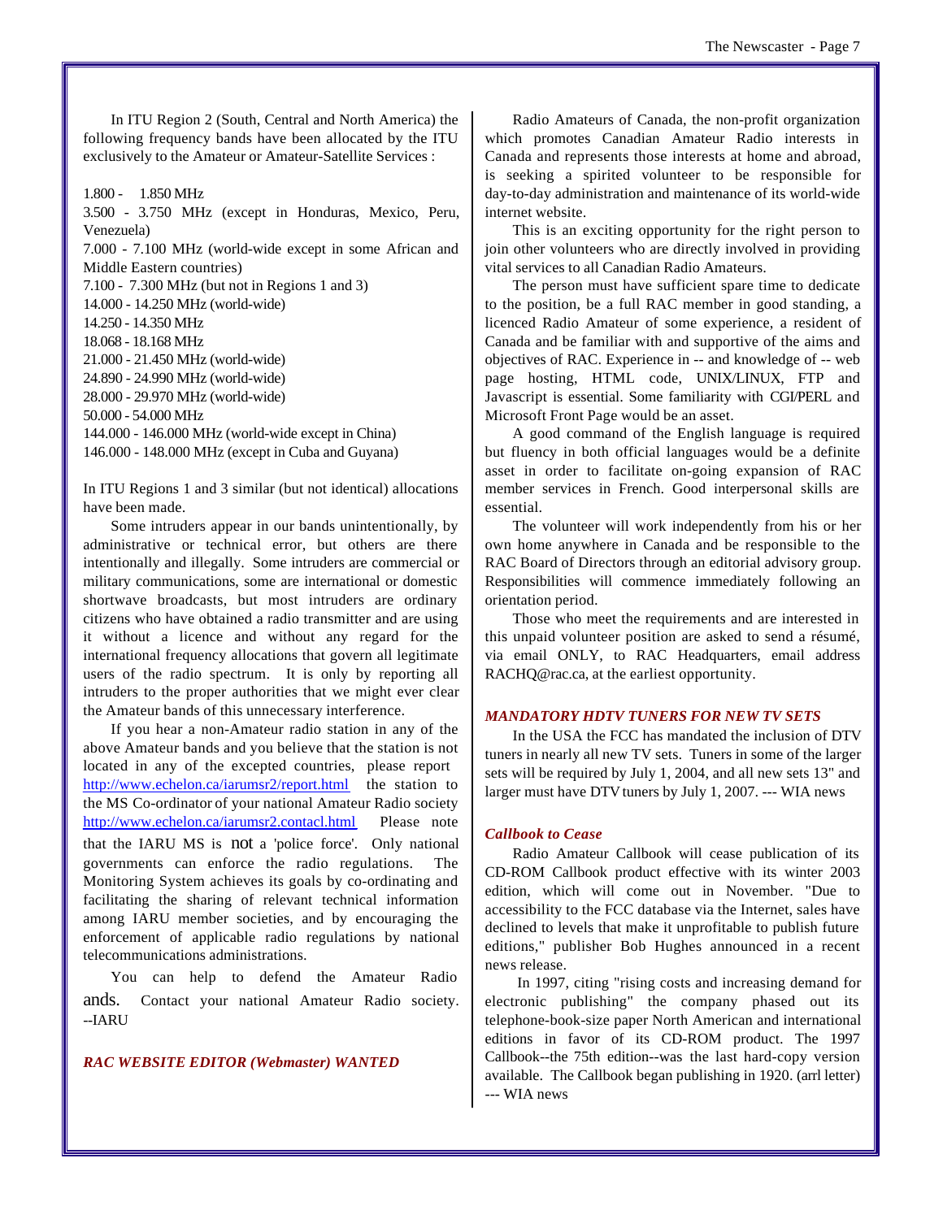In ITU Region 2 (South, Central and North America) the following frequency bands have been allocated by the ITU exclusively to the Amateur or Amateur-Satellite Services :

1.800 - 1.850 MHz
3.500 - 3.750 MHz (except in Honduras, Mexico, Peru, Venezuela)
7.000 - 7.100 MHz (world-wide except in some African and Middle Eastern countries)
7.100 - 7.300 MHz (but not in Regions 1 and 3)
14.000 - 14.250 MHz (world-wide)
14.250 - 14.350 MHz
18.068 - 18.168 MHz
21.000 - 21.450 MHz (world-wide)
24.890 - 24.990 MHz (world-wide)
28.000 - 29.970 MHz (world-wide)
50.000 - 54.000 MHz
144.000 - 146.000 MHz (world-wide except in China)
146.000 - 148.000 MHz (except in Cuba and Guyana)

In ITU Regions 1 and 3 similar (but not identical) allocations have been made.

Some intruders appear in our bands unintentionally, by administrative or technical error, but others are there intentionally and illegally. Some intruders are commercial or military communications, some are international or domestic shortwave broadcasts, but most intruders are ordinary citizens who have obtained a radio transmitter and are using it without a licence and without any regard for the international frequency allocations that govern all legitimate users of the radio spectrum. It is only by reporting all intruders to the proper authorities that we might ever clear the Amateur bands of this unnecessary interference.

If you hear a non-Amateur radio station in any of the above Amateur bands and you believe that the station is not located in any of the excepted countries, please report http://www.echelon.ca/iarumsr2/report.html the station to the MS Co-ordinator of your national Amateur Radio society http://www.echelon.ca/iarumsr2.contacl.html Please note that the IARU MS is not a 'police force'. Only national governments can enforce the radio regulations. The Monitoring System achieves its goals by co-ordinating and facilitating the sharing of relevant technical information among IARU member societies, and by encouraging the enforcement of applicable radio regulations by national telecommunications administrations.

You can help to defend the Amateur Radio ands. Contact your national Amateur Radio society. --IARU

***RAC WEBSITE EDITOR (Webmaster) WANTED***

Radio Amateurs of Canada, the non-profit organization which promotes Canadian Amateur Radio interests in Canada and represents those interests at home and abroad, is seeking a spirited volunteer to be responsible for day-to-day administration and maintenance of its world-wide internet website.

This is an exciting opportunity for the right person to join other volunteers who are directly involved in providing vital services to all Canadian Radio Amateurs.

The person must have sufficient spare time to dedicate to the position, be a full RAC member in good standing, a licenced Radio Amateur of some experience, a resident of Canada and be familiar with and supportive of the aims and objectives of RAC. Experience in -- and knowledge of -- web page hosting, HTML code, UNIX/LINUX, FTP and Javascript is essential. Some familiarity with CGI/PERL and Microsoft Front Page would be an asset.

A good command of the English language is required but fluency in both official languages would be a definite asset in order to facilitate on-going expansion of RAC member services in French. Good interpersonal skills are essential.

The volunteer will work independently from his or her own home anywhere in Canada and be responsible to the RAC Board of Directors through an editorial advisory group. Responsibilities will commence immediately following an orientation period.

Those who meet the requirements and are interested in this unpaid volunteer position are asked to send a résumé, via email ONLY, to RAC Headquarters, email address RACHQ@rac.ca, at the earliest opportunity.

***MANDATORY HDTV TUNERS FOR NEW TV SETS***

In the USA the FCC has mandated the inclusion of DTV tuners in nearly all new TV sets. Tuners in some of the larger sets will be required by July 1, 2004, and all new sets 13" and larger must have DTV tuners by July 1, 2007. --- WIA news

***Callbook to Cease***

Radio Amateur Callbook will cease publication of its CD-ROM Callbook product effective with its winter 2003 edition, which will come out in November. "Due to accessibility to the FCC database via the Internet, sales have declined to levels that make it unprofitable to publish future editions," publisher Bob Hughes announced in a recent news release.

In 1997, citing "rising costs and increasing demand for electronic publishing" the company phased out its telephone-book-size paper North American and international editions in favor of its CD-ROM product. The 1997 Callbook--the 75th edition--was the last hard-copy version available. The Callbook began publishing in 1920. (arrl letter) --- WIA news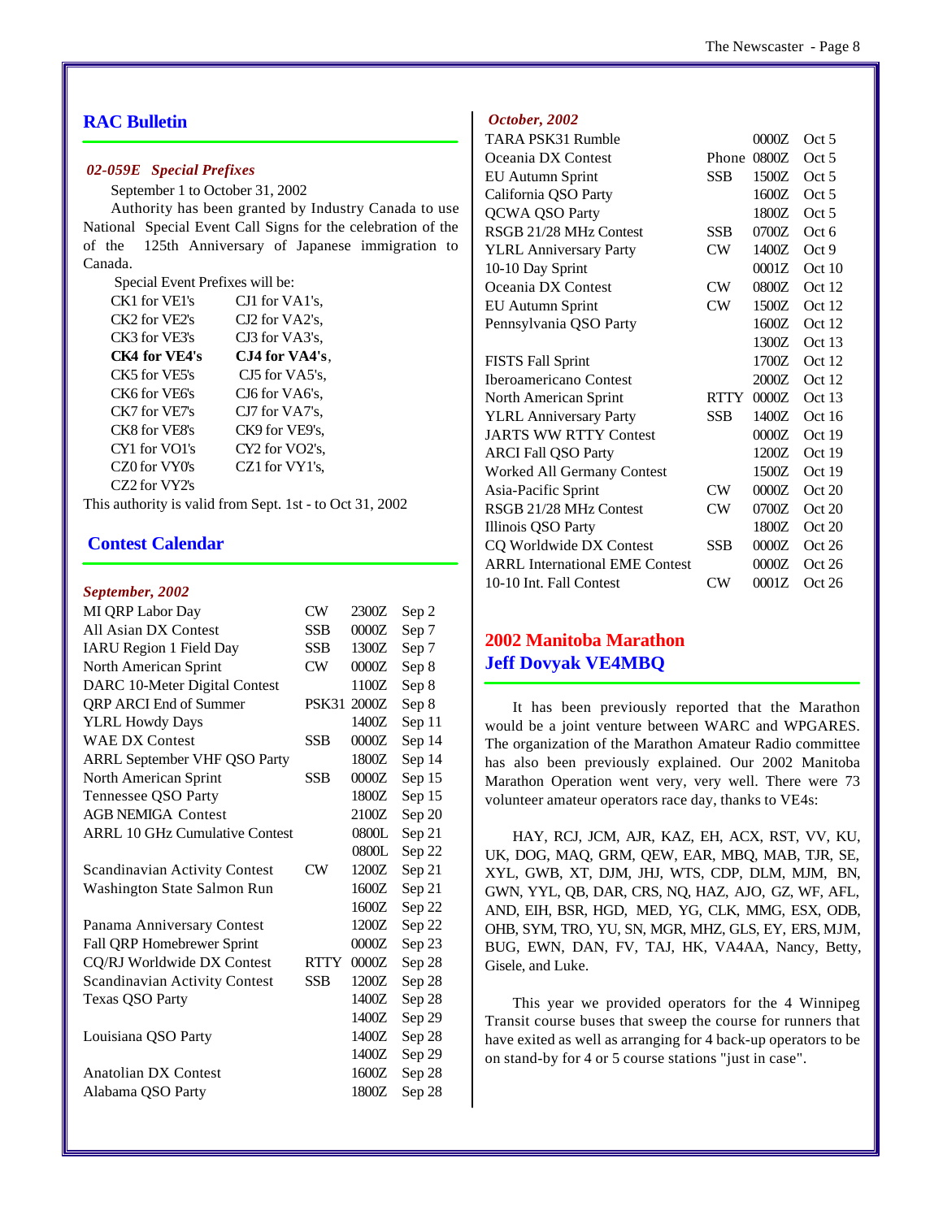## RAC Bulletin

### *02-059E Special Prefixes*

September 1 to October 31, 2002

Authority has been granted by Industry Canada to use National Special Event Call Signs for the celebration of the of the 125th Anniversary of Japanese immigration to Canada.

Special Event Prefixes will be:

| | |
|---|---|
| CK1 for VE1's | CJ1 for VA1's, |
| CK2 for VE2's | CJ2 for VA2's, |
| CK3 for VE3's | CJ3 for VA3's, |
| **CK4 for VE4's** | **CJ4 for VA4's**, |
| CK5 for VE5's | CJ5 for VA5's, |
| CK6 for VE6's | CJ6 for VA6's, |
| CK7 for VE7's | CJ7 for VA7's, |
| CK8 for VE8's | CK9 for VE9's, |
| CY1 for VO1's | CY2 for VO2's, |
| CZ0 for VY0's | CZ1 for VY1's, |
| CZ2 for VY2's | |

This authority is valid from Sept. 1st - to Oct 31, 2002

## Contest Calendar

### *September, 2002*

| Contest | Mode | Time | Date |
|---|---|---|---|
| MI QRP Labor Day | CW | 2300Z | Sep 2 |
| All Asian DX Contest | SSB | 0000Z | Sep 7 |
| IARU Region 1 Field Day | SSB | 1300Z | Sep 7 |
| North American Sprint | CW | 0000Z | Sep 8 |
| DARC 10-Meter Digital Contest | | 1100Z | Sep 8 |
| QRP ARCI End of Summer | PSK31 | 2000Z | Sep 8 |
| YLRL Howdy Days | | 1400Z | Sep 11 |
| WAE DX Contest | SSB | 0000Z | Sep 14 |
| ARRL September VHF QSO Party | | 1800Z | Sep 14 |
| North American Sprint | SSB | 0000Z | Sep 15 |
| Tennessee QSO Party | | 1800Z | Sep 15 |
| AGB NEMIGA Contest | | 2100Z | Sep 20 |
| ARRL 10 GHz Cumulative Contest | | 0800L | Sep 21 |
| | | 0800L | Sep 22 |
| Scandinavian Activity Contest | CW | 1200Z | Sep 21 |
| Washington State Salmon Run | | 1600Z | Sep 21 |
| | | 1600Z | Sep 22 |
| Panama Anniversary Contest | | 1200Z | Sep 22 |
| Fall QRP Homebrewer Sprint | | 0000Z | Sep 23 |
| CQ/RJ Worldwide DX Contest | RTTY | 0000Z | Sep 28 |
| Scandinavian Activity Contest | SSB | 1200Z | Sep 28 |
| Texas QSO Party | | 1400Z | Sep 28 |
| | | 1400Z | Sep 29 |
| Louisiana QSO Party | | 1400Z | Sep 28 |
| | | 1400Z | Sep 29 |
| Anatolian DX Contest | | 1600Z | Sep 28 |
| Alabama QSO Party | | 1800Z | Sep 28 |

### *October, 2002*

| Contest | Mode | Time | Date |
|---|---|---|---|
| TARA PSK31 Rumble | | 0000Z | Oct 5 |
| Oceania DX Contest | Phone | 0800Z | Oct 5 |
| EU Autumn Sprint | SSB | 1500Z | Oct 5 |
| California QSO Party | | 1600Z | Oct 5 |
| QCWA QSO Party | | 1800Z | Oct 5 |
| RSGB 21/28 MHz Contest | SSB | 0700Z | Oct 6 |
| YLRL Anniversary Party | CW | 1400Z | Oct 9 |
| 10-10 Day Sprint | | 0001Z | Oct 10 |
| Oceania DX Contest | CW | 0800Z | Oct 12 |
| EU Autumn Sprint | CW | 1500Z | Oct 12 |
| Pennsylvania QSO Party | | 1600Z | Oct 12 |
| | | 1300Z | Oct 13 |
| FISTS Fall Sprint | | 1700Z | Oct 12 |
| Iberoamericano Contest | | 2000Z | Oct 12 |
| North American Sprint | RTTY | 0000Z | Oct 13 |
| YLRL Anniversary Party | SSB | 1400Z | Oct 16 |
| JARTS WW RTTY Contest | | 0000Z | Oct 19 |
| ARCI Fall QSO Party | | 1200Z | Oct 19 |
| Worked All Germany Contest | | 1500Z | Oct 19 |
| Asia-Pacific Sprint | CW | 0000Z | Oct 20 |
| RSGB 21/28 MHz Contest | CW | 0700Z | Oct 20 |
| Illinois QSO Party | | 1800Z | Oct 20 |
| CQ Worldwide DX Contest | SSB | 0000Z | Oct 26 |
| ARRL International EME Contest | | 0000Z | Oct 26 |
| 10-10 Int. Fall Contest | CW | 0001Z | Oct 26 |

## 2002 Manitoba Marathon
## Jeff Dovyak VE4MBQ

It has been previously reported that the Marathon would be a joint venture between WARC and WPGARES. The organization of the Marathon Amateur Radio committee has also been previously explained. Our 2002 Manitoba Marathon Operation went very, very well. There were 73 volunteer amateur operators race day, thanks to VE4s:

HAY, RCJ, JCM, AJR, KAZ, EH, ACX, RST, VV, KU, UK, DOG, MAQ, GRM, QEW, EAR, MBQ, MAB, TJR, SE, XYL, GWB, XT, DJM, JHJ, WTS, CDP, DLM, MJM, BN, GWN, YYL, QB, DAR, CRS, NQ, HAZ, AJO, GZ, WF, AFL, AND, EIH, BSR, HGD, MED, YG, CLK, MMG, ESX, ODB, OHB, SYM, TRO, YU, SN, MGR, MHZ, GLS, EY, ERS, MJM, BUG, EWN, DAN, FV, TAJ, HK, VA4AA, Nancy, Betty, Gisele, and Luke.

This year we provided operators for the 4 Winnipeg Transit course buses that sweep the course for runners that have exited as well as arranging for 4 back-up operators to be on stand-by for 4 or 5 course stations "just in case".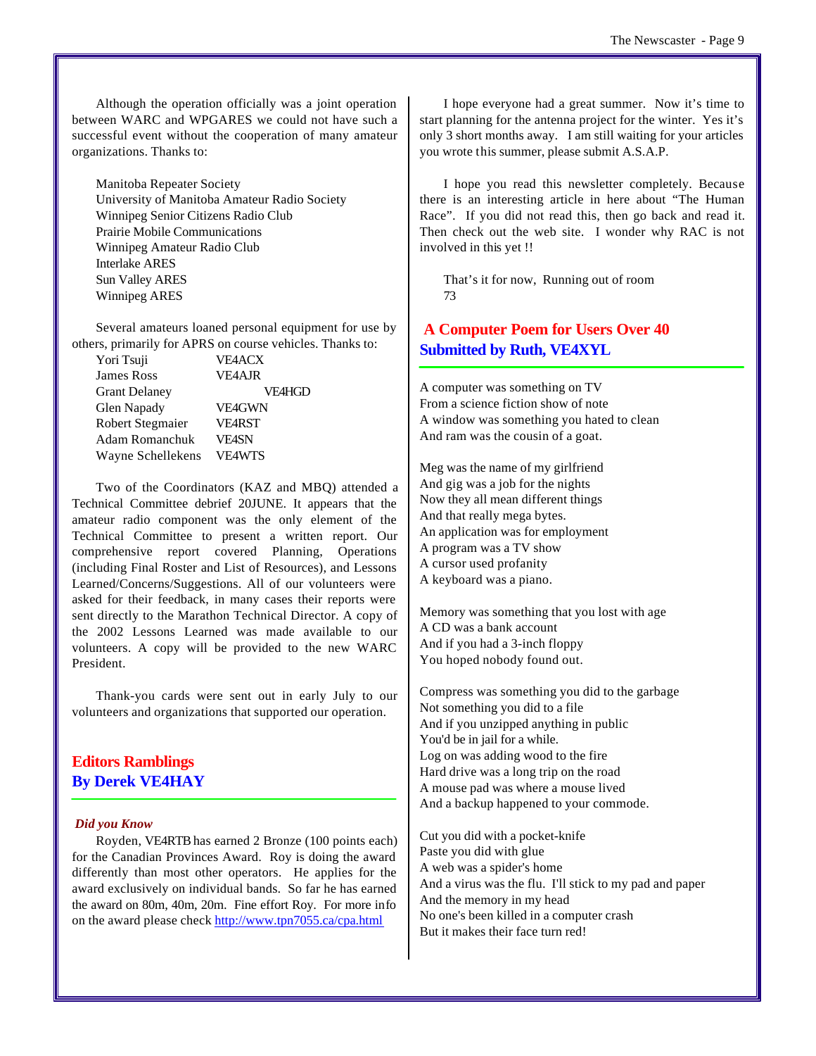Although the operation officially was a joint operation between WARC and WPGARES we could not have such a successful event without the cooperation of many amateur organizations. Thanks to:

Manitoba Repeater Society  
University of Manitoba Amateur Radio Society  
Winnipeg Senior Citizens Radio Club  
Prairie Mobile Communications  
Winnipeg Amateur Radio Club  
Interlake ARES  
Sun Valley ARES  
Winnipeg ARES

Several amateurs loaned personal equipment for use by others, primarily for APRS on course vehicles. Thanks to:

| | |
|---|---|
| Yori Tsuji | VE4ACX |
| James Ross | VE4AJR |
| Grant Delaney | VE4HGD |
| Glen Napady | VE4GWN |
| Robert Stegmaier | VE4RST |
| Adam Romanchuk | VE4SN |
| Wayne Schellekens | VE4WTS |

Two of the Coordinators (KAZ and MBQ) attended a Technical Committee debrief 20JUNE. It appears that the amateur radio component was the only element of the Technical Committee to present a written report. Our comprehensive report covered Planning, Operations (including Final Roster and List of Resources), and Lessons Learned/Concerns/Suggestions. All of our volunteers were asked for their feedback, in many cases their reports were sent directly to the Marathon Technical Director. A copy of the 2002 Lessons Learned was made available to our volunteers. A copy will be provided to the new WARC President.

Thank-you cards were sent out in early July to our volunteers and organizations that supported our operation.

## Editors Ramblings
## By Derek VE4HAY

***Did you Know***

Royden, VE4RTB has earned 2 Bronze (100 points each) for the Canadian Provinces Award. Roy is doing the award differently than most other operators. He applies for the award exclusively on individual bands. So far he has earned the award on 80m, 40m, 20m. Fine effort Roy. For more info on the award please check http://www.tpn7055.ca/cpa.html

I hope everyone had a great summer. Now it's time to start planning for the antenna project for the winter. Yes it's only 3 short months away. I am still waiting for your articles you wrote this summer, please submit A.S.A.P.

I hope you read this newsletter completely. Because there is an interesting article in here about "The Human Race". If you did not read this, then go back and read it. Then check out the web site. I wonder why RAC is not involved in this yet !!

That's it for now, Running out of room  
73

## A Computer Poem for Users Over 40
## Submitted by Ruth, VE4XYL

A computer was something on TV  
From a science fiction show of note  
A window was something you hated to clean  
And ram was the cousin of a goat.

Meg was the name of my girlfriend  
And gig was a job for the nights  
Now they all mean different things  
And that really mega bytes.  
An application was for employment  
A program was a TV show  
A cursor used profanity  
A keyboard was a piano.

Memory was something that you lost with age  
A CD was a bank account  
And if you had a 3-inch floppy  
You hoped nobody found out.

Compress was something you did to the garbage  
Not something you did to a file  
And if you unzipped anything in public  
You'd be in jail for a while.  
Log on was adding wood to the fire  
Hard drive was a long trip on the road  
A mouse pad was where a mouse lived  
And a backup happened to your commode.

Cut you did with a pocket-knife  
Paste you did with glue  
A web was a spider's home  
And a virus was the flu. I'll stick to my pad and paper  
And the memory in my head  
No one's been killed in a computer crash  
But it makes their face turn red!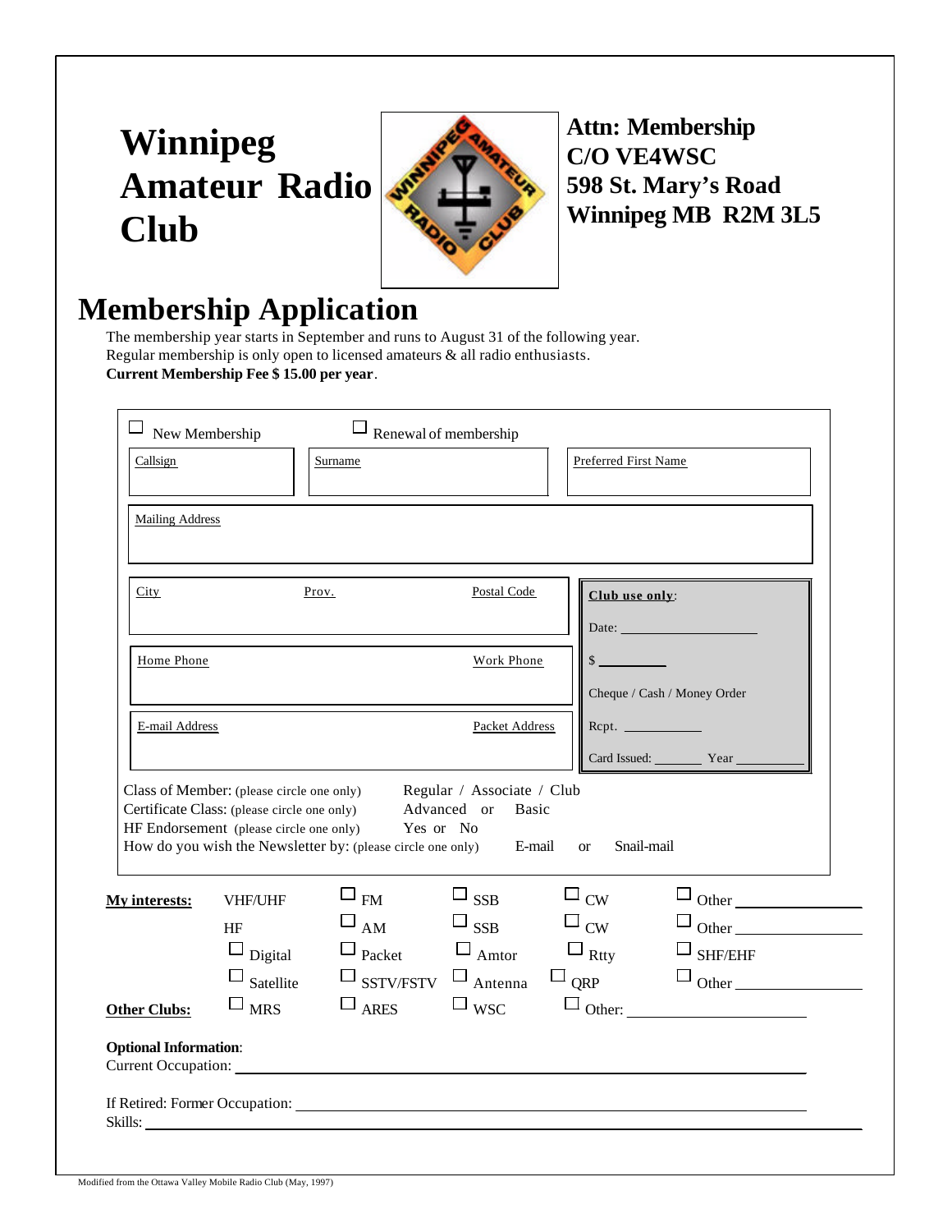# Winnipeg Amateur Radio Club

**Attn: Membership**
**C/O VE4WSC**
**598 St. Mary's Road**
**Winnipeg MB R2M 3L5**

## Membership Application

The membership year starts in September and runs to August 31 of the following year.
Regular membership is only open to licensed amateurs & all radio enthusiasts.
**Current Membership Fee $ 15.00 per year**.

☐ New Membership ☐ Renewal of membership

| Callsign | Surname | Preferred First Name |
|---|---|---|
| | | |

Mailing Address

| City | Prov. | Postal Code |
|---|---|---|
| | | |

| Home Phone | Work Phone |
|---|---|
| | |

| E-mail Address | Packet Address |
|---|---|
| | |

**Club use only**:
Date: ____________________
$ ________
Cheque / Cash / Money Order
Rcpt. ___________
Card Issued: _______ Year __________

Class of Member: (please circle one only) Regular / Associate / Club
Certificate Class: (please circle one only) Advanced or Basic
HF Endorsement (please circle one only) Yes or No
How do you wish the Newsletter by: (please circle one only) E-mail or Snail-mail

| | | | | | |
|---|---|---|---|---|---|
| **My interests:** | VHF/UHF | ☐ FM | ☐ SSB | ☐ CW | ☐ Other ____________ |
| | HF | ☐ AM | ☐ SSB | ☐ CW | ☐ Other ____________ |
| | ☐ Digital | ☐ Packet | ☐ Amtor | ☐ Rtty | ☐ SHF/EHF |
| | ☐ Satellite | ☐ SSTV/FSTV | ☐ Antenna | ☐ QRP | ☐ Other ____________ |
| **Other Clubs:** | ☐ MRS | ☐ ARES | ☐ WSC | ☐ Other: ____________ | |

**Optional Information**:
Current Occupation: ________________________________________

If Retired: Former Occupation: ________________________________________
Skills: ________________________________________

Modified from the Ottawa Valley Mobile Radio Club (May, 1997)